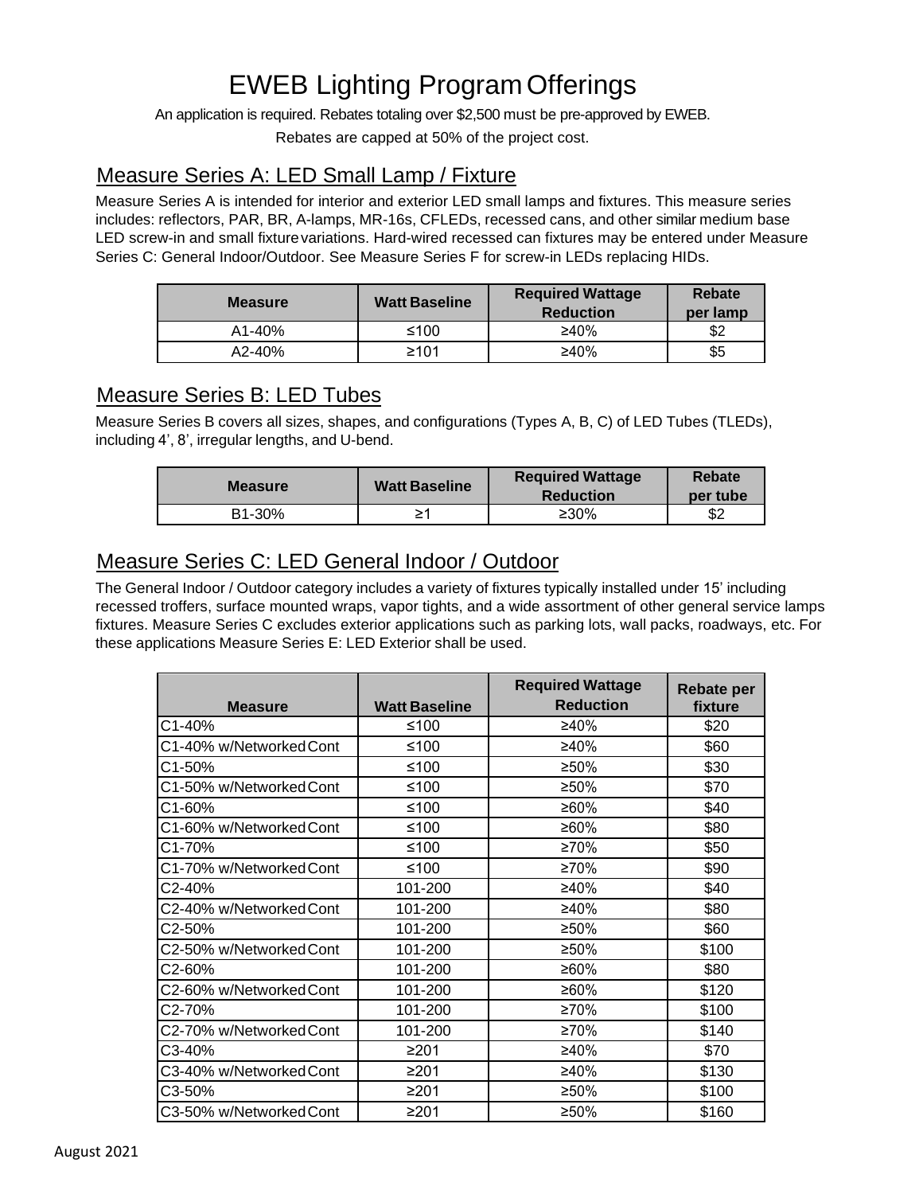# EWEB Lighting Program Offerings

An application is required. Rebates totaling over $2,500 must be pre-approved by EWEB.

Rebates are capped at 50% of the project cost.

## Measure Series A: LED Small Lamp / Fixture

Measure Series A is intended for interior and exterior LED small lamps and fixtures. This measure series includes: reflectors, PAR, BR, A-lamps, MR-16s, CFLEDs, recessed cans, and other similar medium base LED screw-in and small fixture variations. Hard-wired recessed can fixtures may be entered under Measure Series C: General Indoor/Outdoor. See Measure Series F for screw-in LEDs replacing HIDs.

| Measure | Watt Baseline | Required Wattage Reduction | Rebate per lamp |
|---|---|---|---|
| A1-40% | ≤100 | ≥40% | $2 |
| A2-40% | ≥101 | ≥40% | $5 |

## Measure Series B: LED Tubes

Measure Series B covers all sizes, shapes, and configurations (Types A, B, C) of LED Tubes (TLEDs), including 4', 8', irregular lengths, and U-bend.

| Measure | Watt Baseline | Required Wattage Reduction | Rebate per tube |
|---|---|---|---|
| B1-30% | ≥1 | ≥30% | $2 |

## Measure Series C: LED General Indoor / Outdoor

The General Indoor / Outdoor category includes a variety of fixtures typically installed under 15' including recessed troffers, surface mounted wraps, vapor tights, and a wide assortment of other general service lamps fixtures. Measure Series C excludes exterior applications such as parking lots, wall packs, roadways, etc. For these applications Measure Series E: LED Exterior shall be used.

| Measure | Watt Baseline | Required Wattage Reduction | Rebate per fixture |
|---|---|---|---|
| C1-40% | ≤100 | ≥40% | $20 |
| C1-40% w/Networked Cont | ≤100 | ≥40% | $60 |
| C1-50% | ≤100 | ≥50% | $30 |
| C1-50% w/Networked Cont | ≤100 | ≥50% | $70 |
| C1-60% | ≤100 | ≥60% | $40 |
| C1-60% w/Networked Cont | ≤100 | ≥60% | $80 |
| C1-70% | ≤100 | ≥70% | $50 |
| C1-70% w/Networked Cont | ≤100 | ≥70% | $90 |
| C2-40% | 101-200 | ≥40% | $40 |
| C2-40% w/Networked Cont | 101-200 | ≥40% | $80 |
| C2-50% | 101-200 | ≥50% | $60 |
| C2-50% w/Networked Cont | 101-200 | ≥50% | $100 |
| C2-60% | 101-200 | ≥60% | $80 |
| C2-60% w/Networked Cont | 101-200 | ≥60% | $120 |
| C2-70% | 101-200 | ≥70% | $100 |
| C2-70% w/Networked Cont | 101-200 | ≥70% | $140 |
| C3-40% | ≥201 | ≥40% | $70 |
| C3-40% w/Networked Cont | ≥201 | ≥40% | $130 |
| C3-50% | ≥201 | ≥50% | $100 |
| C3-50% w/Networked Cont | ≥201 | ≥50% | $160 |

August 2021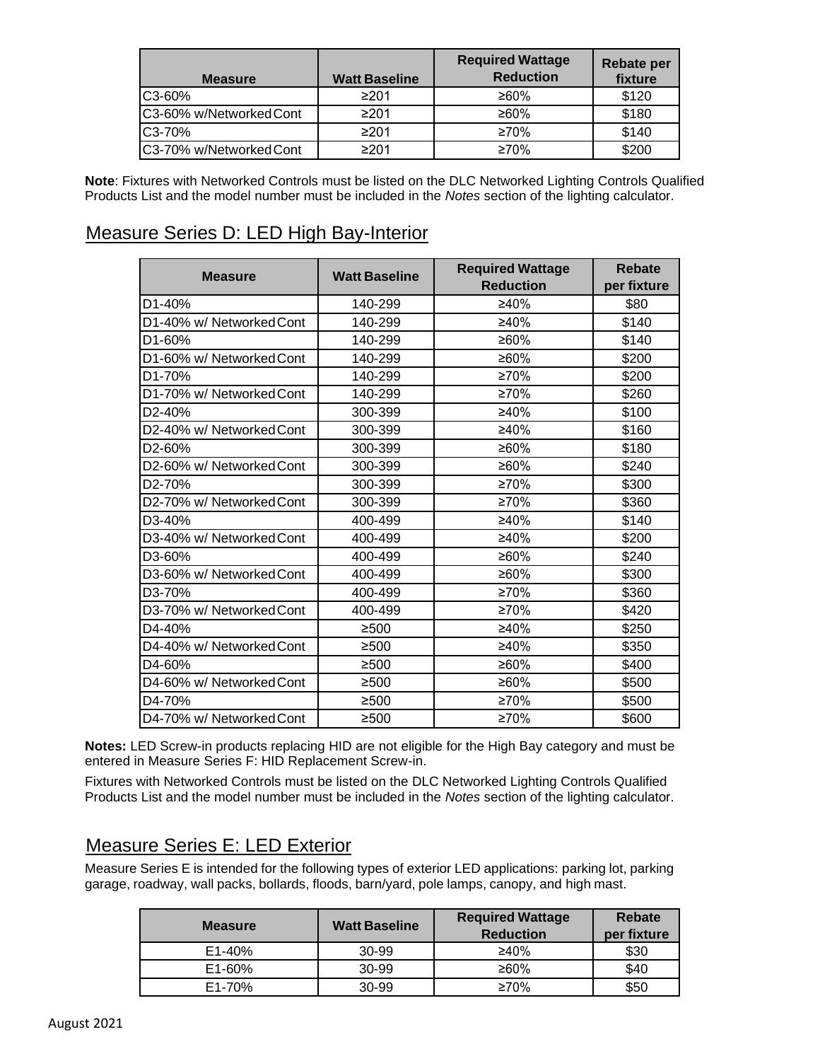| Measure | Watt Baseline | Required Wattage Reduction | Rebate per fixture |
|---|---|---|---|
| C3-60% | ≥201 | ≥60% | $120 |
| C3-60% w/Networked Cont | ≥201 | ≥60% | $180 |
| C3-70% | ≥201 | ≥70% | $140 |
| C3-70% w/Networked Cont | ≥201 | ≥70% | $200 |

**Note**: Fixtures with Networked Controls must be listed on the DLC Networked Lighting Controls Qualified Products List and the model number must be included in the *Notes* section of the lighting calculator.

## Measure Series D: LED High Bay-Interior

| Measure | Watt Baseline | Required Wattage Reduction | Rebate per fixture |
|---|---|---|---|
| D1-40% | 140-299 | ≥40% | $80 |
| D1-40% w/ Networked Cont | 140-299 | ≥40% | $140 |
| D1-60% | 140-299 | ≥60% | $140 |
| D1-60% w/ Networked Cont | 140-299 | ≥60% | $200 |
| D1-70% | 140-299 | ≥70% | $200 |
| D1-70% w/ Networked Cont | 140-299 | ≥70% | $260 |
| D2-40% | 300-399 | ≥40% | $100 |
| D2-40% w/ Networked Cont | 300-399 | ≥40% | $160 |
| D2-60% | 300-399 | ≥60% | $180 |
| D2-60% w/ Networked Cont | 300-399 | ≥60% | $240 |
| D2-70% | 300-399 | ≥70% | $300 |
| D2-70% w/ Networked Cont | 300-399 | ≥70% | $360 |
| D3-40% | 400-499 | ≥40% | $140 |
| D3-40% w/ Networked Cont | 400-499 | ≥40% | $200 |
| D3-60% | 400-499 | ≥60% | $240 |
| D3-60% w/ Networked Cont | 400-499 | ≥60% | $300 |
| D3-70% | 400-499 | ≥70% | $360 |
| D3-70% w/ Networked Cont | 400-499 | ≥70% | $420 |
| D4-40% | ≥500 | ≥40% | $250 |
| D4-40% w/ Networked Cont | ≥500 | ≥40% | $350 |
| D4-60% | ≥500 | ≥60% | $400 |
| D4-60% w/ Networked Cont | ≥500 | ≥60% | $500 |
| D4-70% | ≥500 | ≥70% | $500 |
| D4-70% w/ Networked Cont | ≥500 | ≥70% | $600 |

**Notes:** LED Screw-in products replacing HID are not eligible for the High Bay category and must be entered in Measure Series F: HID Replacement Screw-in.

Fixtures with Networked Controls must be listed on the DLC Networked Lighting Controls Qualified Products List and the model number must be included in the *Notes* section of the lighting calculator.

## Measure Series E: LED Exterior

Measure Series E is intended for the following types of exterior LED applications: parking lot, parking garage, roadway, wall packs, bollards, floods, barn/yard, pole lamps, canopy, and high mast.

| Measure | Watt Baseline | Required Wattage Reduction | Rebate per fixture |
|---|---|---|---|
| E1-40% | 30-99 | ≥40% | $30 |
| E1-60% | 30-99 | ≥60% | $40 |
| E1-70% | 30-99 | ≥70% | $50 |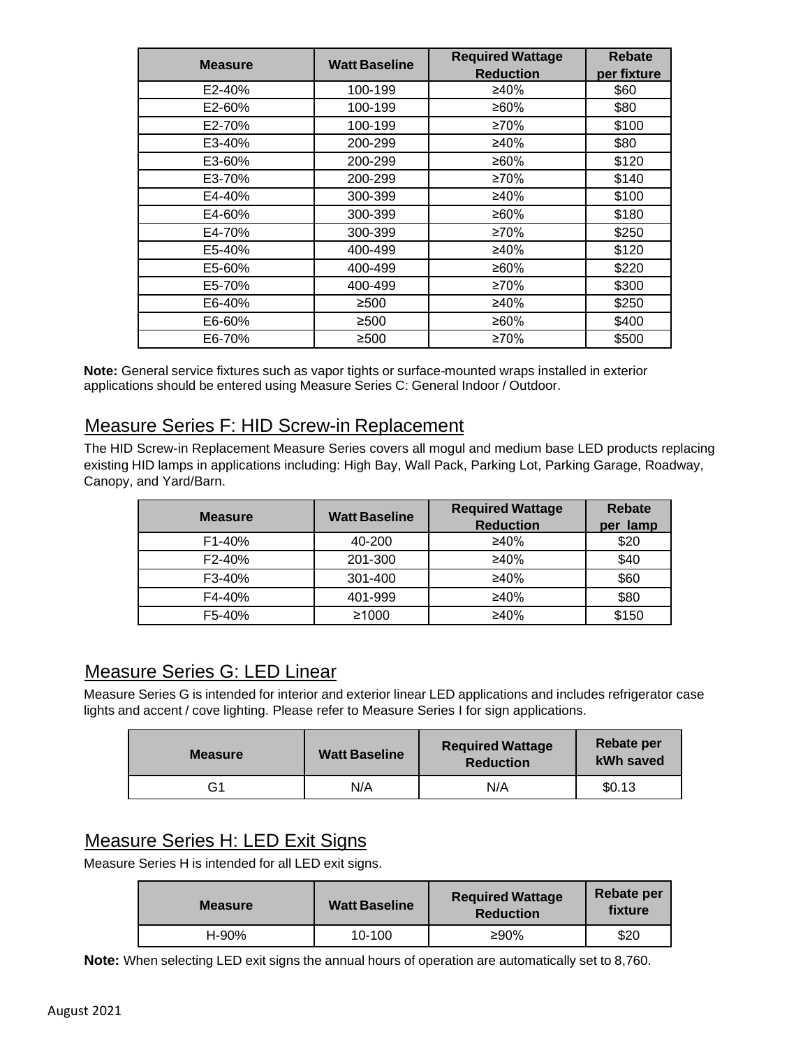| Measure | Watt Baseline | Required Wattage Reduction | Rebate per fixture |
|---|---|---|---|
| E2-40% | 100-199 | ≥40% | $60 |
| E2-60% | 100-199 | ≥60% | $80 |
| E2-70% | 100-199 | ≥70% | $100 |
| E3-40% | 200-299 | ≥40% | $80 |
| E3-60% | 200-299 | ≥60% | $120 |
| E3-70% | 200-299 | ≥70% | $140 |
| E4-40% | 300-399 | ≥40% | $100 |
| E4-60% | 300-399 | ≥60% | $180 |
| E4-70% | 300-399 | ≥70% | $250 |
| E5-40% | 400-499 | ≥40% | $120 |
| E5-60% | 400-499 | ≥60% | $220 |
| E5-70% | 400-499 | ≥70% | $300 |
| E6-40% | ≥500 | ≥40% | $250 |
| E6-60% | ≥500 | ≥60% | $400 |
| E6-70% | ≥500 | ≥70% | $500 |

**Note:** General service fixtures such as vapor tights or surface-mounted wraps installed in exterior applications should be entered using Measure Series C: General Indoor / Outdoor.

## Measure Series F: HID Screw-in Replacement

The HID Screw-in Replacement Measure Series covers all mogul and medium base LED products replacing existing HID lamps in applications including: High Bay, Wall Pack, Parking Lot, Parking Garage, Roadway, Canopy, and Yard/Barn.

| Measure | Watt Baseline | Required Wattage Reduction | Rebate per lamp |
|---|---|---|---|
| F1-40% | 40-200 | ≥40% | $20 |
| F2-40% | 201-300 | ≥40% | $40 |
| F3-40% | 301-400 | ≥40% | $60 |
| F4-40% | 401-999 | ≥40% | $80 |
| F5-40% | ≥1000 | ≥40% | $150 |

## Measure Series G: LED Linear

Measure Series G is intended for interior and exterior linear LED applications and includes refrigerator case lights and accent / cove lighting. Please refer to Measure Series I for sign applications.

| Measure | Watt Baseline | Required Wattage Reduction | Rebate per kWh saved |
|---|---|---|---|
| G1 | N/A | N/A | $0.13 |

## Measure Series H: LED Exit Signs

Measure Series H is intended for all LED exit signs.

| Measure | Watt Baseline | Required Wattage Reduction | Rebate per fixture |
|---|---|---|---|
| H-90% | 10-100 | ≥90% | $20 |

**Note:** When selecting LED exit signs the annual hours of operation are automatically set to 8,760.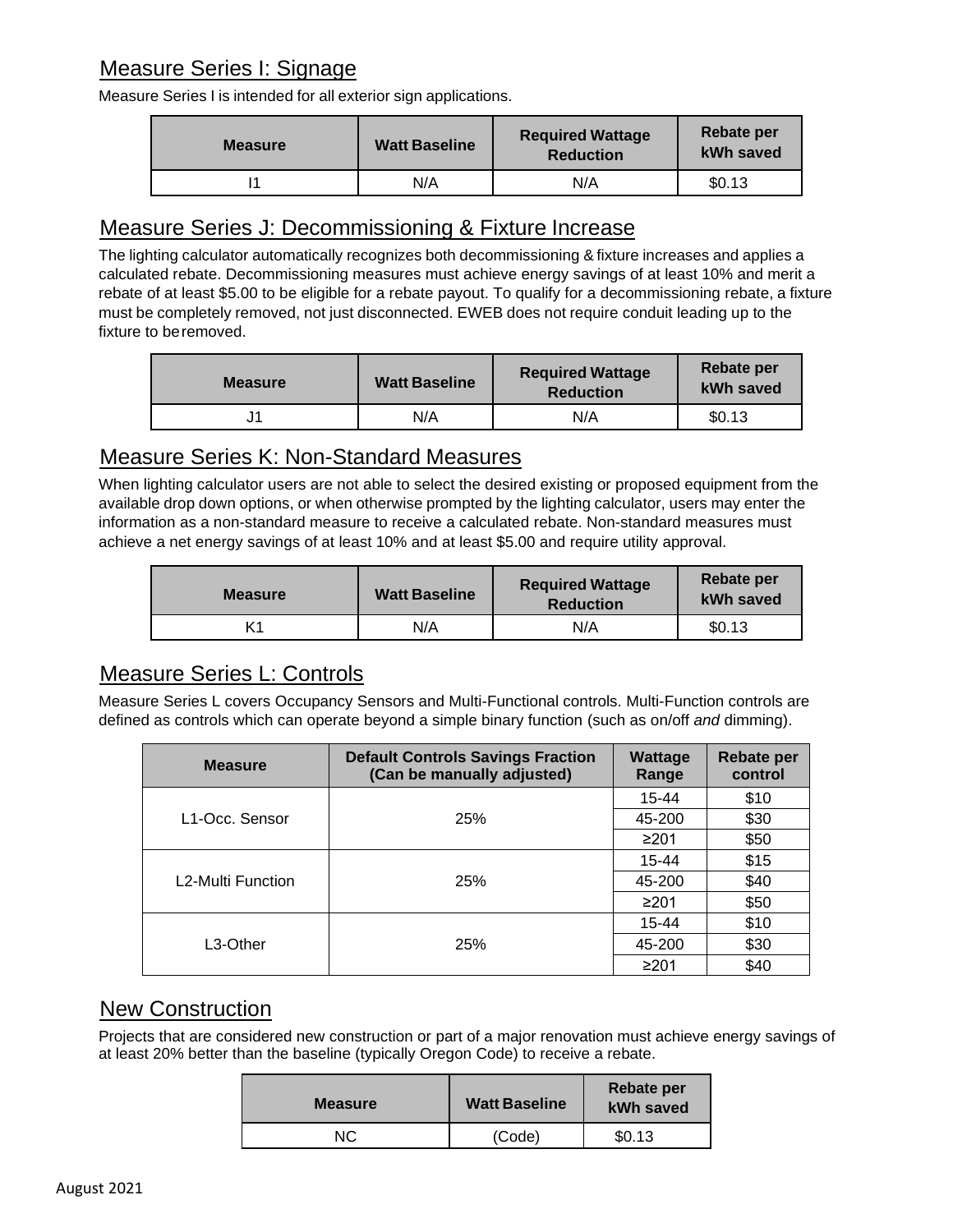## Measure Series I: Signage

Measure Series I is intended for all exterior sign applications.

| Measure | Watt Baseline | Required Wattage Reduction | Rebate per kWh saved |
|---|---|---|---|
| I1 | N/A | N/A | $0.13 |

## Measure Series J: Decommissioning & Fixture Increase

The lighting calculator automatically recognizes both decommissioning & fixture increases and applies a calculated rebate. Decommissioning measures must achieve energy savings of at least 10% and merit a rebate of at least $5.00 to be eligible for a rebate payout. To qualify for a decommissioning rebate, a fixture must be completely removed, not just disconnected. EWEB does not require conduit leading up to the fixture to be removed.

| Measure | Watt Baseline | Required Wattage Reduction | Rebate per kWh saved |
|---|---|---|---|
| J1 | N/A | N/A | $0.13 |

## Measure Series K: Non-Standard Measures

When lighting calculator users are not able to select the desired existing or proposed equipment from the available drop down options, or when otherwise prompted by the lighting calculator, users may enter the information as a non-standard measure to receive a calculated rebate. Non-standard measures must achieve a net energy savings of at least 10% and at least $5.00 and require utility approval.

| Measure | Watt Baseline | Required Wattage Reduction | Rebate per kWh saved |
|---|---|---|---|
| K1 | N/A | N/A | $0.13 |

## Measure Series L: Controls

Measure Series L covers Occupancy Sensors and Multi-Functional controls. Multi-Function controls are defined as controls which can operate beyond a simple binary function (such as on/off *and* dimming).

| Measure | Default Controls Savings Fraction (Can be manually adjusted) | Wattage Range | Rebate per control |
|---|---|---|---|
| L1-Occ. Sensor | 25% | 15-44 | $10 |
| | | 45-200 | $30 |
| | | ≥201 | $50 |
| L2-Multi Function | 25% | 15-44 | $15 |
| | | 45-200 | $40 |
| | | ≥201 | $50 |
| L3-Other | 25% | 15-44 | $10 |
| | | 45-200 | $30 |
| | | ≥201 | $40 |

## New Construction

Projects that are considered new construction or part of a major renovation must achieve energy savings of at least 20% better than the baseline (typically Oregon Code) to receive a rebate.

| Measure | Watt Baseline | Rebate per kWh saved |
|---|---|---|
| NC | (Code) | $0.13 |

August 2021